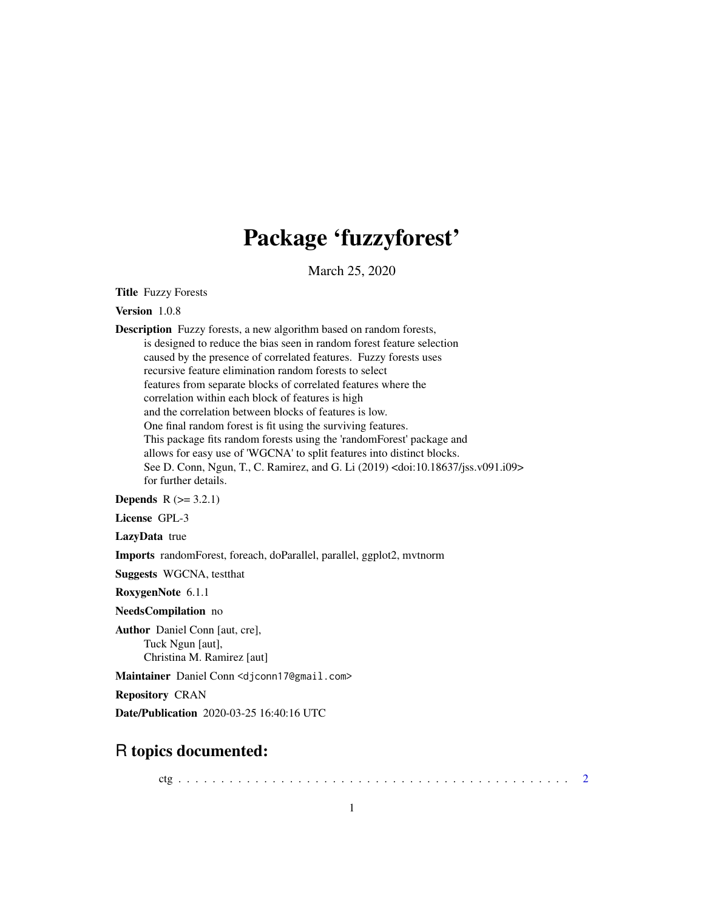# Package 'fuzzyforest'

March 25, 2020

**Title** Fuzzy Forests

**Version** 1.0.8

**Description** Fuzzy forests, a new algorithm based on random forests, is designed to reduce the bias seen in random forest feature selection caused by the presence of correlated features. Fuzzy forests uses recursive feature elimination random forests to select features from separate blocks of correlated features where the correlation within each block of features is high and the correlation between blocks of features is low. One final random forest is fit using the surviving features. This package fits random forests using the 'randomForest' package and allows for easy use of 'WGCNA' to split features into distinct blocks. See D. Conn, Ngun, T., C. Ramirez, and G. Li (2019) <doi:10.18637/jss.v091.i09> for further details.

**Depends** R (>= 3.2.1)

**License** GPL-3

**LazyData** true

**Imports** randomForest, foreach, doParallel, parallel, ggplot2, mvtnorm

**Suggests** WGCNA, testthat

**RoxygenNote** 6.1.1

**NeedsCompilation** no

**Author** Daniel Conn [aut, cre], Tuck Ngun [aut], Christina M. Ramirez [aut]

**Maintainer** Daniel Conn <djconn17@gmail.com>

**Repository** CRAN

**Date/Publication** 2020-03-25 16:40:16 UTC

## R topics documented:

ctg . . . . . . . . . . . . . . . . . . . . . . . . . . . . . . . . . . . . . . . . . . . . 2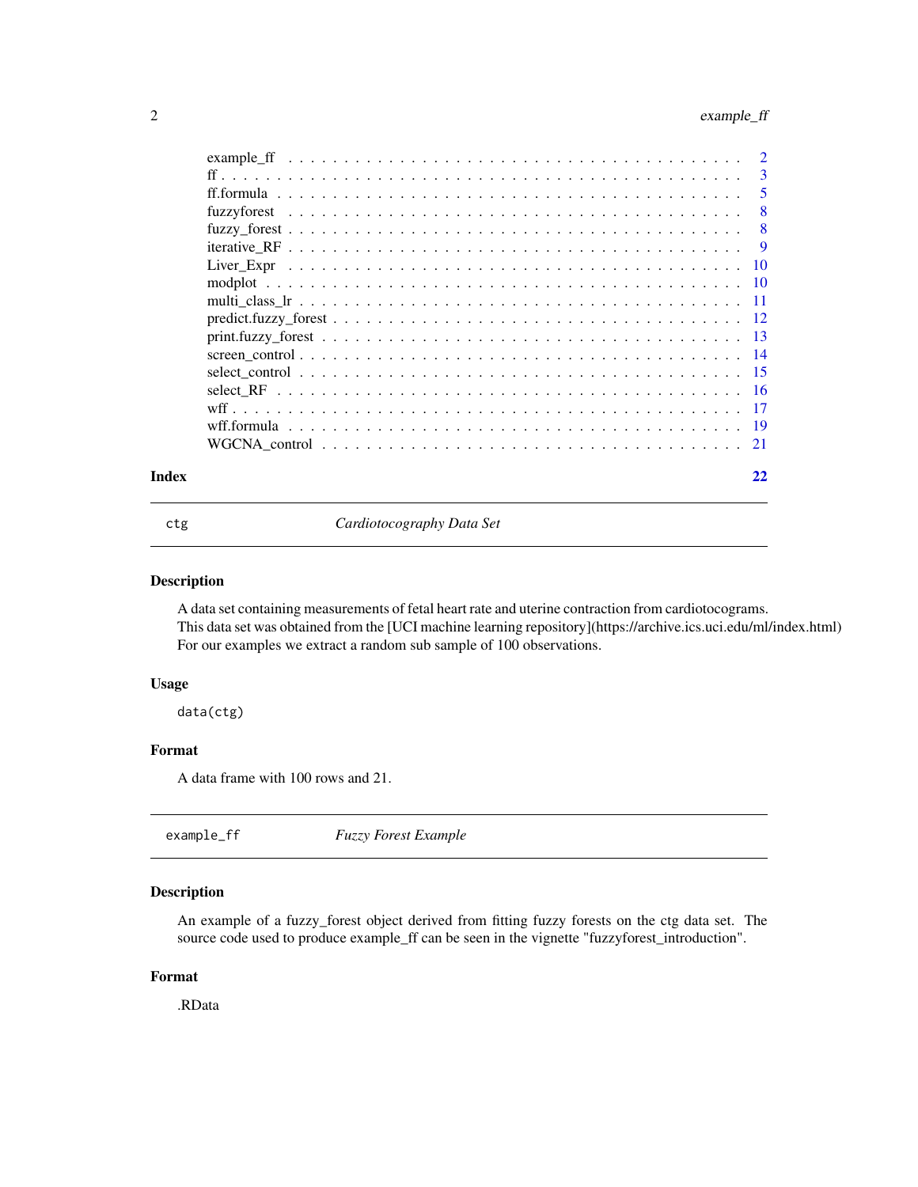| | |
|---|---|
| example_ff | 2 |
| ff | 3 |
| ff.formula | 5 |
| fuzzyforest | 8 |
| fuzzy_forest | 8 |
| iterative_RF | 9 |
| Liver_Expr | 10 |
| modplot | 10 |
| multi_class_lr | 11 |
| predict.fuzzy_forest | 12 |
| print.fuzzy_forest | 13 |
| screen_control | 14 |
| select_control | 15 |
| select_RF | 16 |
| wff | 17 |
| wff.formula | 19 |
| WGCNA_control | 21 |
| **Index** | **22** |

---

## ctg — *Cardiotocography Data Set*

### Description

A data set containing measurements of fetal heart rate and uterine contraction from cardiotocograms. This data set was obtained from the [UCI machine learning repository](https://archive.ics.uci.edu/ml/index.html) For our examples we extract a random sub sample of 100 observations.

### Usage

```
data(ctg)
```

### Format

A data frame with 100 rows and 21.

---

## example_ff — *Fuzzy Forest Example*

### Description

An example of a fuzzy_forest object derived from fitting fuzzy forests on the ctg data set. The source code used to produce example_ff can be seen in the vignette "fuzzyforest_introduction".

### Format

.RData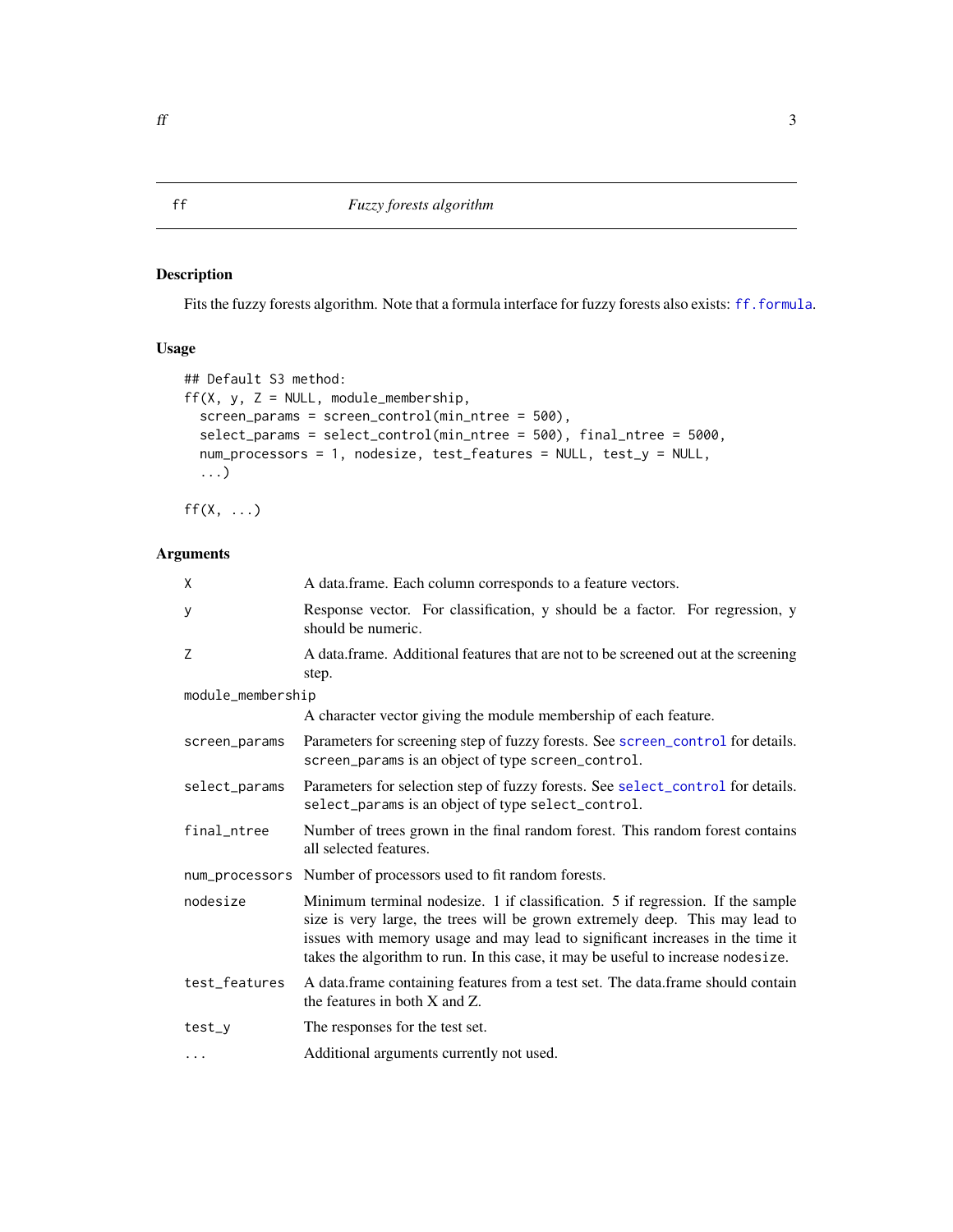# ff — *Fuzzy forests algorithm*

## Description

Fits the fuzzy forests algorithm. Note that a formula interface for fuzzy forests also exists: `ff.formula`.

## Usage

```
## Default S3 method:
ff(X, y, Z = NULL, module_membership,
  screen_params = screen_control(min_ntree = 500),
  select_params = select_control(min_ntree = 500), final_ntree = 5000,
  num_processors = 1, nodesize, test_features = NULL, test_y = NULL,
  ...)

ff(X, ...)
```

## Arguments

| Argument | Description |
| --- | --- |
| `X` | A data.frame. Each column corresponds to a feature vectors. |
| `y` | Response vector. For classification, y should be a factor. For regression, y should be numeric. |
| `Z` | A data.frame. Additional features that are not to be screened out at the screening step. |
| `module_membership` | A character vector giving the module membership of each feature. |
| `screen_params` | Parameters for screening step of fuzzy forests. See `screen_control` for details. `screen_params` is an object of type `screen_control`. |
| `select_params` | Parameters for selection step of fuzzy forests. See `select_control` for details. `select_params` is an object of type `select_control`. |
| `final_ntree` | Number of trees grown in the final random forest. This random forest contains all selected features. |
| `num_processors` | Number of processors used to fit random forests. |
| `nodesize` | Minimum terminal nodesize. 1 if classification. 5 if regression. If the sample size is very large, the trees will be grown extremely deep. This may lead to issues with memory usage and may lead to significant increases in the time it takes the algorithm to run. In this case, it may be useful to increase `nodesize`. |
| `test_features` | A data.frame containing features from a test set. The data.frame should contain the features in both X and Z. |
| `test_y` | The responses for the test set. |
| `...` | Additional arguments currently not used. |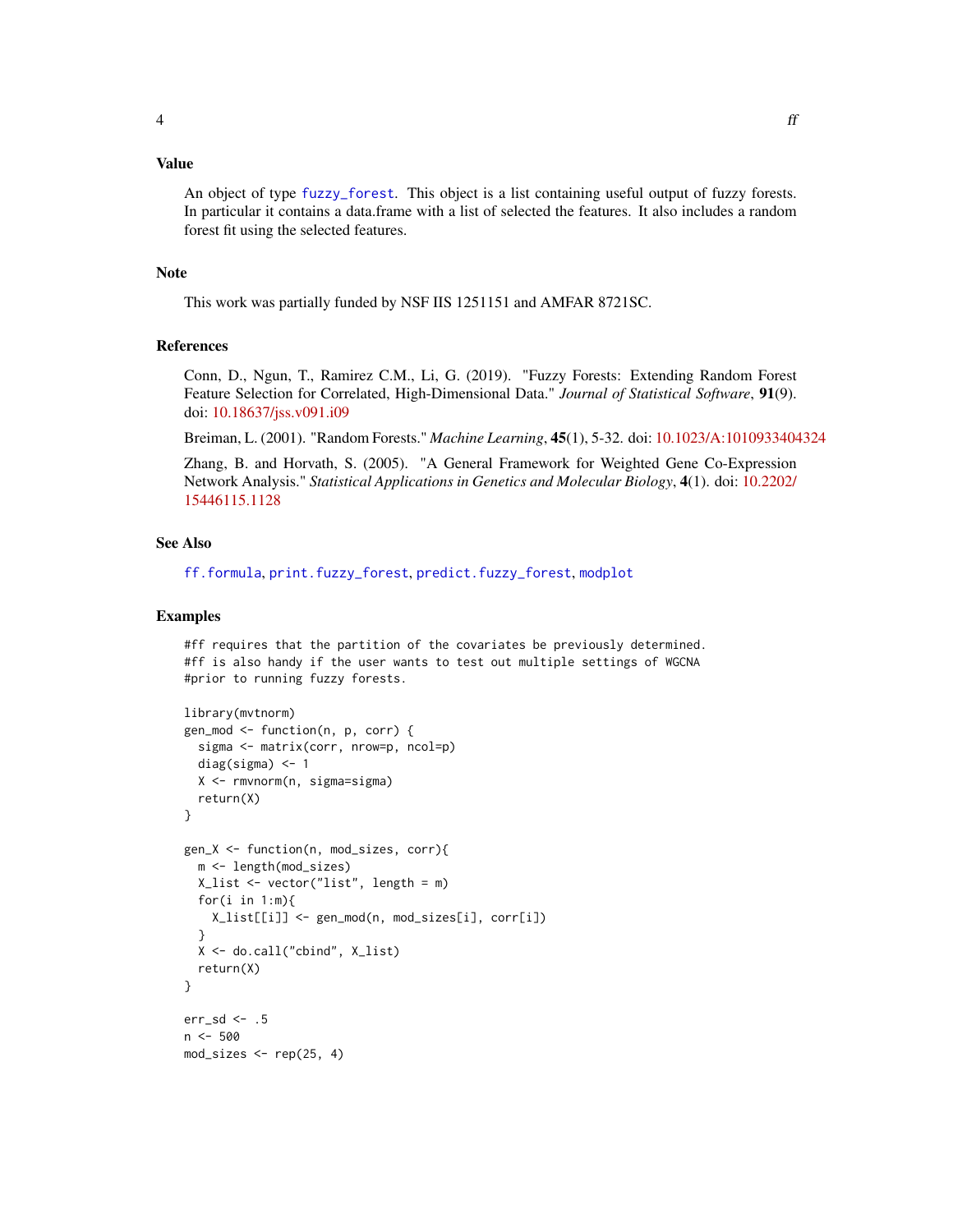## Value

An object of type `fuzzy_forest`. This object is a list containing useful output of fuzzy forests. In particular it contains a data.frame with a list of selected the features. It also includes a random forest fit using the selected features.

## Note

This work was partially funded by NSF IIS 1251151 and AMFAR 8721SC.

## References

Conn, D., Ngun, T., Ramirez C.M., Li, G. (2019). "Fuzzy Forests: Extending Random Forest Feature Selection for Correlated, High-Dimensional Data." *Journal of Statistical Software*, **91**(9). doi: 10.18637/jss.v091.i09

Breiman, L. (2001). "Random Forests." *Machine Learning*, **45**(1), 5-32. doi: 10.1023/A:1010933404324

Zhang, B. and Horvath, S. (2005). "A General Framework for Weighted Gene Co-Expression Network Analysis." *Statistical Applications in Genetics and Molecular Biology*, **4**(1). doi: 10.2202/15446115.1128

## See Also

`ff.formula`, `print.fuzzy_forest`, `predict.fuzzy_forest`, `modplot`

## Examples

```
#ff requires that the partition of the covariates be previously determined.
#ff is also handy if the user wants to test out multiple settings of WGCNA
#prior to running fuzzy forests.

library(mvtnorm)
gen_mod <- function(n, p, corr) {
  sigma <- matrix(corr, nrow=p, ncol=p)
  diag(sigma) <- 1
  X <- rmvnorm(n, sigma=sigma)
  return(X)
}

gen_X <- function(n, mod_sizes, corr){
  m <- length(mod_sizes)
  X_list <- vector("list", length = m)
  for(i in 1:m){
    X_list[[i]] <- gen_mod(n, mod_sizes[i], corr[i])
  }
  X <- do.call("cbind", X_list)
  return(X)
}

err_sd <- .5
n <- 500
mod_sizes <- rep(25, 4)
```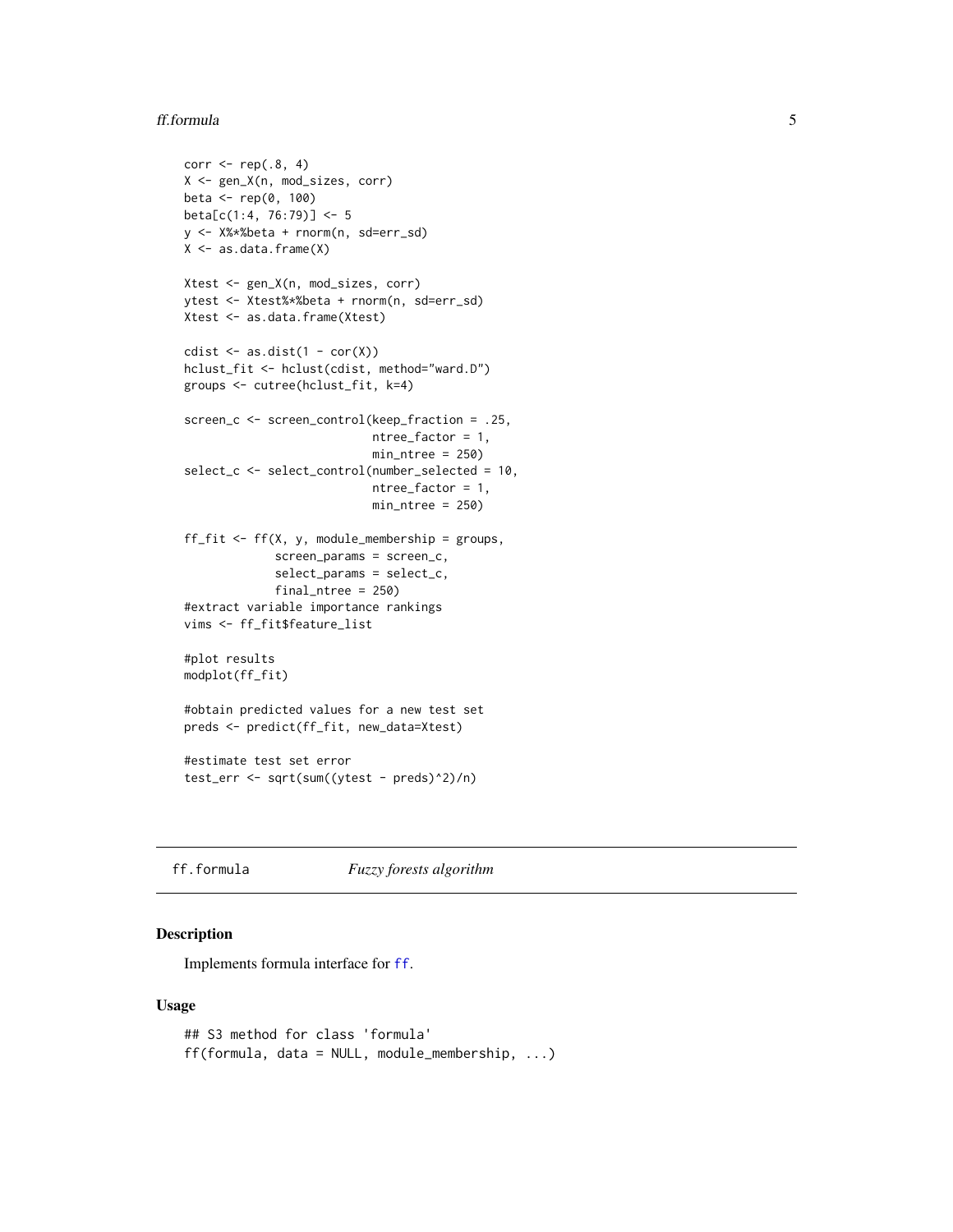```
corr <- rep(.8, 4)
X <- gen_X(n, mod_sizes, corr)
beta <- rep(0, 100)
beta[c(1:4, 76:79)] <- 5
y <- X%*%beta + rnorm(n, sd=err_sd)
X <- as.data.frame(X)

Xtest <- gen_X(n, mod_sizes, corr)
ytest <- Xtest%*%beta + rnorm(n, sd=err_sd)
Xtest <- as.data.frame(Xtest)

cdist <- as.dist(1 - cor(X))
hclust_fit <- hclust(cdist, method="ward.D")
groups <- cutree(hclust_fit, k=4)

screen_c <- screen_control(keep_fraction = .25,
                           ntree_factor = 1,
                           min_ntree = 250)
select_c <- select_control(number_selected = 10,
                           ntree_factor = 1,
                           min_ntree = 250)

ff_fit <- ff(X, y, module_membership = groups,
             screen_params = screen_c,
             select_params = select_c,
             final_ntree = 250)
#extract variable importance rankings
vims <- ff_fit$feature_list

#plot results
modplot(ff_fit)

#obtain predicted values for a new test set
preds <- predict(ff_fit, new_data=Xtest)

#estimate test set error
test_err <- sqrt(sum((ytest - preds)^2)/n)
```

---

## ff.formula *Fuzzy forests algorithm*

### Description

Implements formula interface for ff.

### Usage

```
## S3 method for class 'formula'
ff(formula, data = NULL, module_membership, ...)
```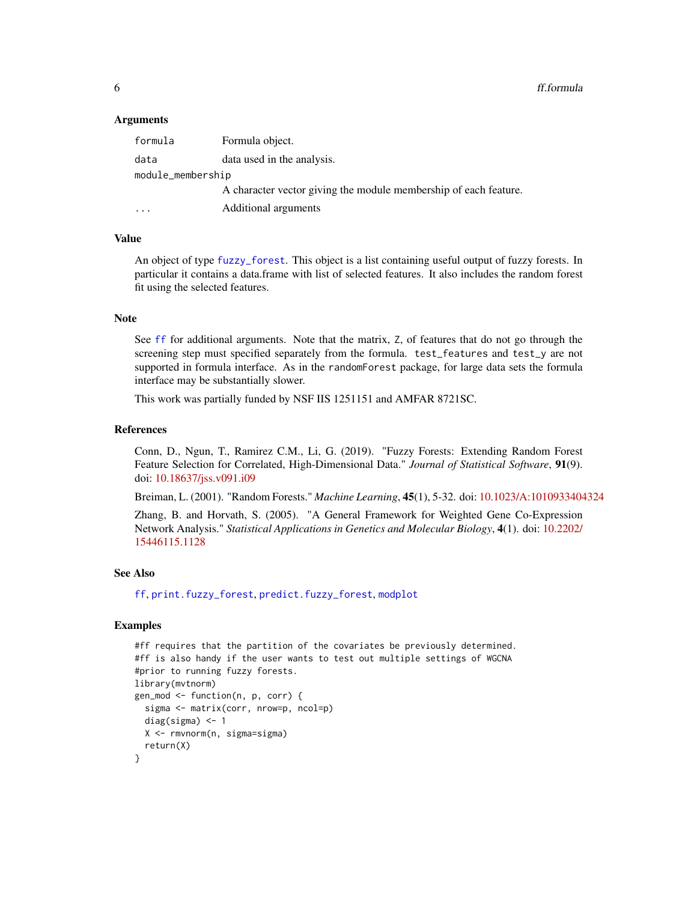### Arguments

| | |
|---|---|
| formula | Formula object. |
| data | data used in the analysis. |
| module_membership | A character vector giving the module membership of each feature. |
| ... | Additional arguments |

### Value

An object of type fuzzy_forest. This object is a list containing useful output of fuzzy forests. In particular it contains a data.frame with list of selected features. It also includes the random forest fit using the selected features.

### Note

See ff for additional arguments. Note that the matrix, Z, of features that do not go through the screening step must specified separately from the formula. test_features and test_y are not supported in formula interface. As in the randomForest package, for large data sets the formula interface may be substantially slower.

This work was partially funded by NSF IIS 1251151 and AMFAR 8721SC.

### References

Conn, D., Ngun, T., Ramirez C.M., Li, G. (2019). "Fuzzy Forests: Extending Random Forest Feature Selection for Correlated, High-Dimensional Data." *Journal of Statistical Software*, **91**(9). doi: 10.18637/jss.v091.i09

Breiman, L. (2001). "Random Forests." *Machine Learning*, **45**(1), 5-32. doi: 10.1023/A:1010933404324

Zhang, B. and Horvath, S. (2005). "A General Framework for Weighted Gene Co-Expression Network Analysis." *Statistical Applications in Genetics and Molecular Biology*, **4**(1). doi: 10.2202/15446115.1128

### See Also

ff, print.fuzzy_forest, predict.fuzzy_forest, modplot

### Examples

```
#ff requires that the partition of the covariates be previously determined.
#ff is also handy if the user wants to test out multiple settings of WGCNA
#prior to running fuzzy forests.
library(mvtnorm)
gen_mod <- function(n, p, corr) {
  sigma <- matrix(corr, nrow=p, ncol=p)
  diag(sigma) <- 1
  X <- rmvnorm(n, sigma=sigma)
  return(X)
}
```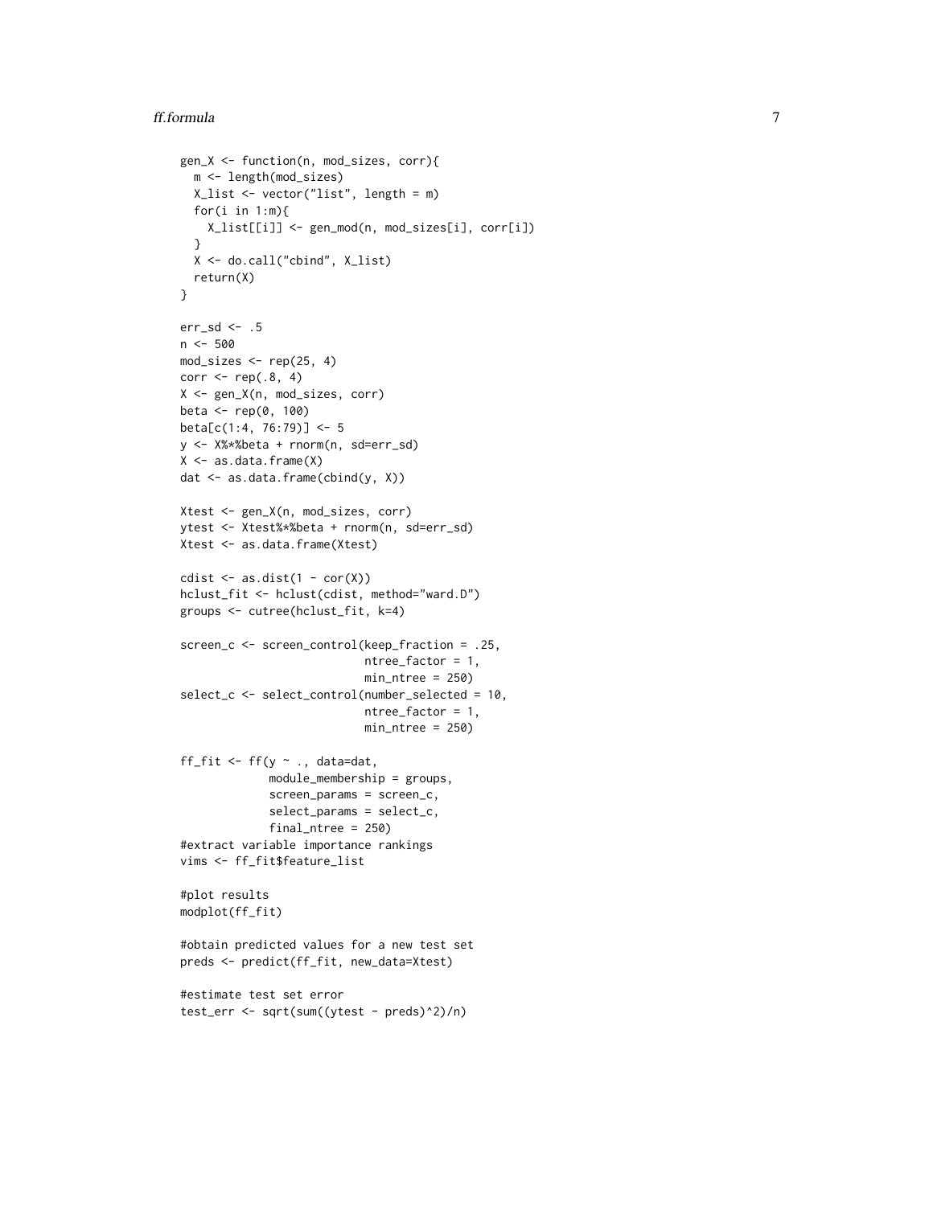```
gen_X <- function(n, mod_sizes, corr){
  m <- length(mod_sizes)
  X_list <- vector("list", length = m)
  for(i in 1:m){
    X_list[[i]] <- gen_mod(n, mod_sizes[i], corr[i])
  }
  X <- do.call("cbind", X_list)
  return(X)
}

err_sd <- .5
n <- 500
mod_sizes <- rep(25, 4)
corr <- rep(.8, 4)
X <- gen_X(n, mod_sizes, corr)
beta <- rep(0, 100)
beta[c(1:4, 76:79)] <- 5
y <- X%*%beta + rnorm(n, sd=err_sd)
X <- as.data.frame(X)
dat <- as.data.frame(cbind(y, X))

Xtest <- gen_X(n, mod_sizes, corr)
ytest <- Xtest%*%beta + rnorm(n, sd=err_sd)
Xtest <- as.data.frame(Xtest)

cdist <- as.dist(1 - cor(X))
hclust_fit <- hclust(cdist, method="ward.D")
groups <- cutree(hclust_fit, k=4)

screen_c <- screen_control(keep_fraction = .25,
                           ntree_factor = 1,
                           min_ntree = 250)
select_c <- select_control(number_selected = 10,
                           ntree_factor = 1,
                           min_ntree = 250)

ff_fit <- ff(y ~ ., data=dat,
             module_membership = groups,
             screen_params = screen_c,
             select_params = select_c,
             final_ntree = 250)
#extract variable importance rankings
vims <- ff_fit$feature_list

#plot results
modplot(ff_fit)

#obtain predicted values for a new test set
preds <- predict(ff_fit, new_data=Xtest)

#estimate test set error
test_err <- sqrt(sum((ytest - preds)^2)/n)
```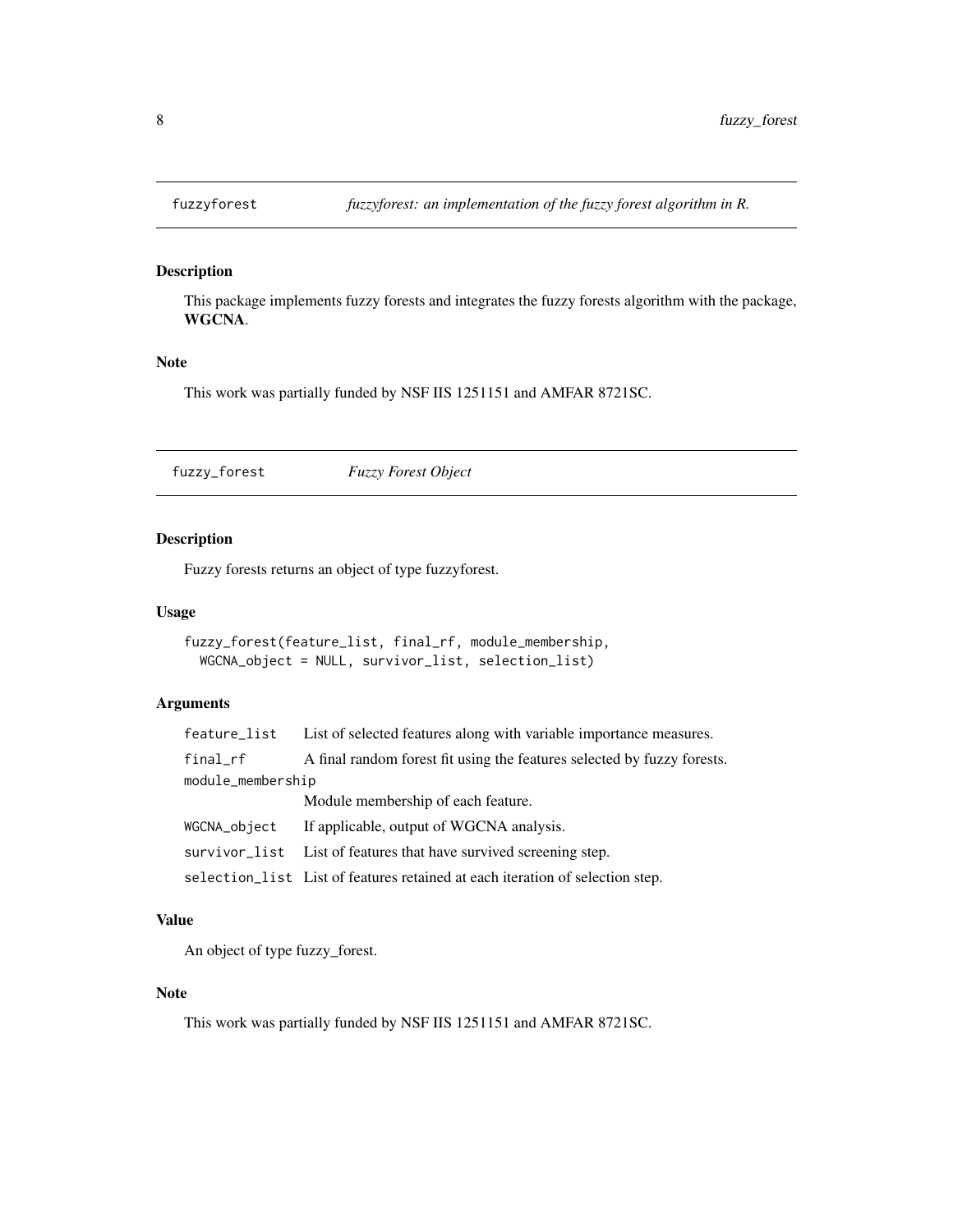## fuzzyforest — *fuzzyforest: an implementation of the fuzzy forest algorithm in R.*

### Description

This package implements fuzzy forests and integrates the fuzzy forests algorithm with the package, **WGCNA**.

### Note

This work was partially funded by NSF IIS 1251151 and AMFAR 8721SC.

## fuzzy_forest — *Fuzzy Forest Object*

### Description

Fuzzy forests returns an object of type fuzzyforest.

### Usage

```
fuzzy_forest(feature_list, final_rf, module_membership,
  WGCNA_object = NULL, survivor_list, selection_list)
```

### Arguments

| | |
|---|---|
| `feature_list` | List of selected features along with variable importance measures. |
| `final_rf` | A final random forest fit using the features selected by fuzzy forests. |
| `module_membership` | Module membership of each feature. |
| `WGCNA_object` | If applicable, output of WGCNA analysis. |
| `survivor_list` | List of features that have survived screening step. |
| `selection_list` | List of features retained at each iteration of selection step. |

### Value

An object of type fuzzy_forest.

### Note

This work was partially funded by NSF IIS 1251151 and AMFAR 8721SC.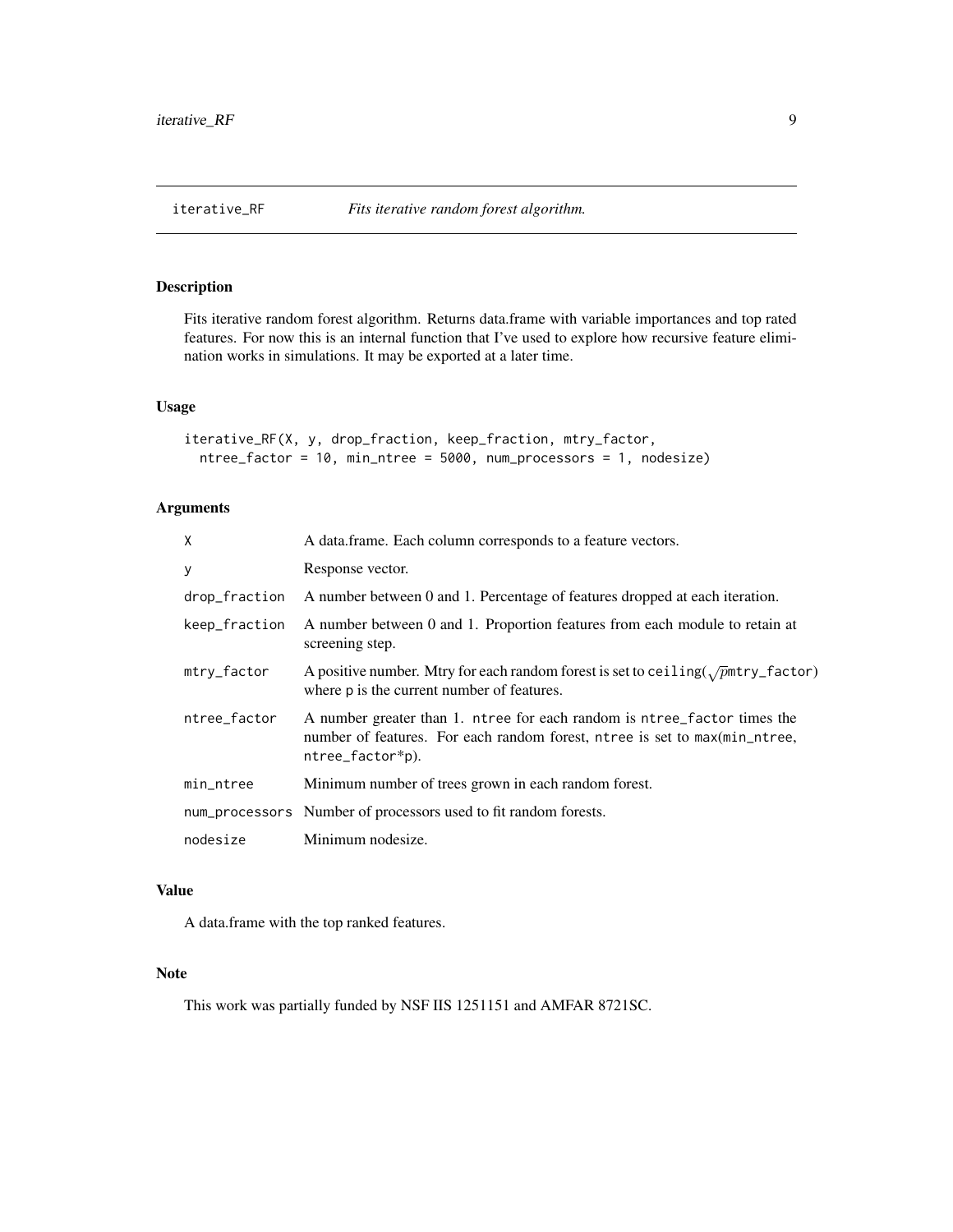## iterative_RF *Fits iterative random forest algorithm.*

### Description

Fits iterative random forest algorithm. Returns data.frame with variable importances and top rated features. For now this is an internal function that I've used to explore how recursive feature elimination works in simulations. It may be exported at a later time.

### Usage

```
iterative_RF(X, y, drop_fraction, keep_fraction, mtry_factor,
  ntree_factor = 10, min_ntree = 5000, num_processors = 1, nodesize)
```

### Arguments

| | |
|---|---|
| X | A data.frame. Each column corresponds to a feature vectors. |
| y | Response vector. |
| drop_fraction | A number between 0 and 1. Percentage of features dropped at each iteration. |
| keep_fraction | A number between 0 and 1. Proportion features from each module to retain at screening step. |
| mtry_factor | A positive number. Mtry for each random forest is set to ceiling($\sqrt{p}$mtry_factor) where p is the current number of features. |
| ntree_factor | A number greater than 1. ntree for each random is ntree_factor times the number of features. For each random forest, ntree is set to max(min_ntree, ntree_factor*p). |
| min_ntree | Minimum number of trees grown in each random forest. |
| num_processors | Number of processors used to fit random forests. |
| nodesize | Minimum nodesize. |

### Value

A data.frame with the top ranked features.

### Note

This work was partially funded by NSF IIS 1251151 and AMFAR 8721SC.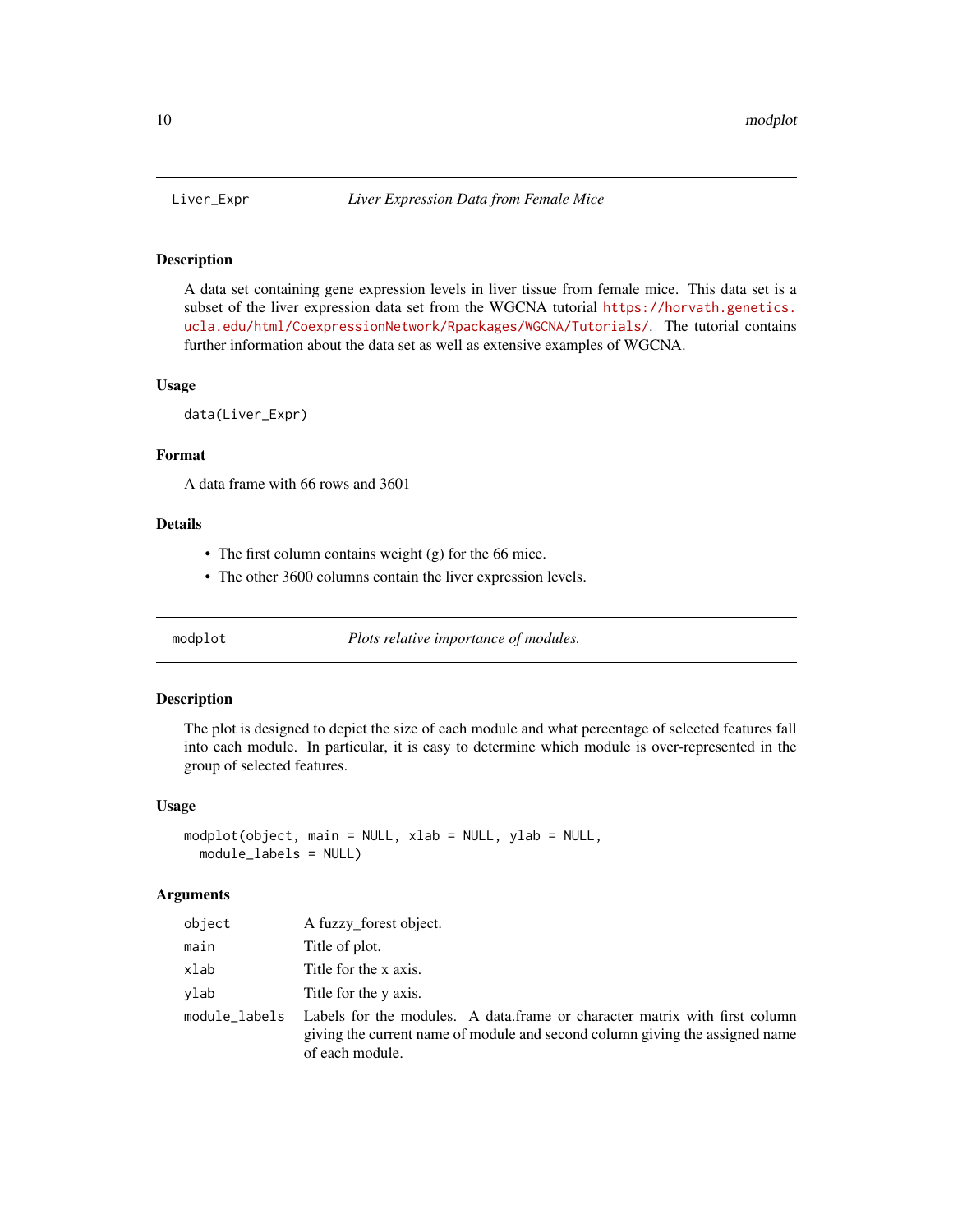## Liver_Expr *Liver Expression Data from Female Mice*

### Description

A data set containing gene expression levels in liver tissue from female mice. This data set is a subset of the liver expression data set from the WGCNA tutorial https://horvath.genetics.ucla.edu/html/CoexpressionNetwork/Rpackages/WGCNA/Tutorials/. The tutorial contains further information about the data set as well as extensive examples of WGCNA.

### Usage

```
data(Liver_Expr)
```

### Format

A data frame with 66 rows and 3601

### Details

- The first column contains weight (g) for the 66 mice.
- The other 3600 columns contain the liver expression levels.

## modplot *Plots relative importance of modules.*

### Description

The plot is designed to depict the size of each module and what percentage of selected features fall into each module. In particular, it is easy to determine which module is over-represented in the group of selected features.

### Usage

```
modplot(object, main = NULL, xlab = NULL, ylab = NULL,
  module_labels = NULL)
```

### Arguments

| | |
|---|---|
| object | A fuzzy_forest object. |
| main | Title of plot. |
| xlab | Title for the x axis. |
| ylab | Title for the y axis. |
| module_labels | Labels for the modules. A data.frame or character matrix with first column giving the current name of module and second column giving the assigned name of each module. |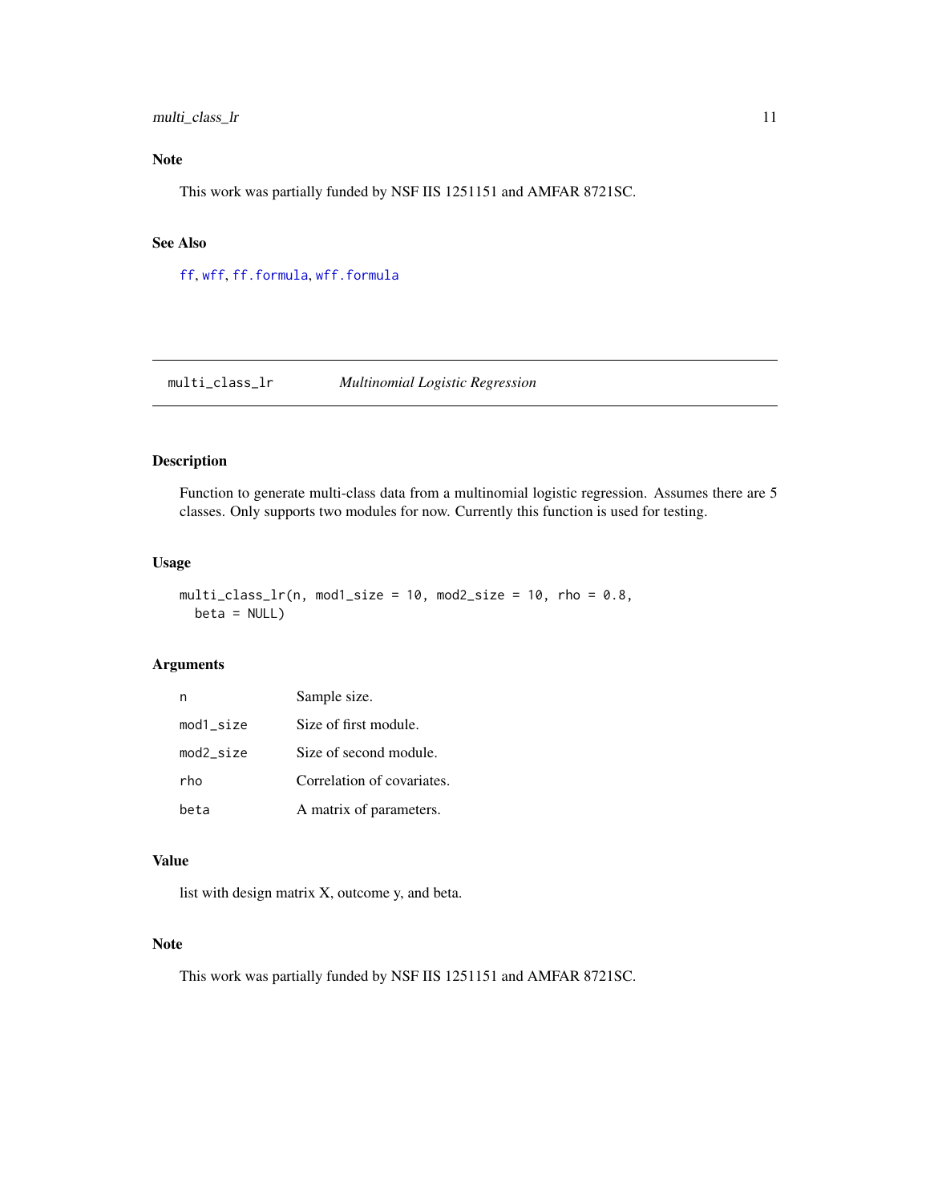### Note

This work was partially funded by NSF IIS 1251151 and AMFAR 8721SC.

### See Also

ff, wff, ff.formula, wff.formula

---

## multi_class_lr — *Multinomial Logistic Regression*

---

### Description

Function to generate multi-class data from a multinomial logistic regression. Assumes there are 5 classes. Only supports two modules for now. Currently this function is used for testing.

### Usage

```
multi_class_lr(n, mod1_size = 10, mod2_size = 10, rho = 0.8,
  beta = NULL)
```

### Arguments

| | |
|---|---|
| n | Sample size. |
| mod1_size | Size of first module. |
| mod2_size | Size of second module. |
| rho | Correlation of covariates. |
| beta | A matrix of parameters. |

### Value

list with design matrix X, outcome y, and beta.

### Note

This work was partially funded by NSF IIS 1251151 and AMFAR 8721SC.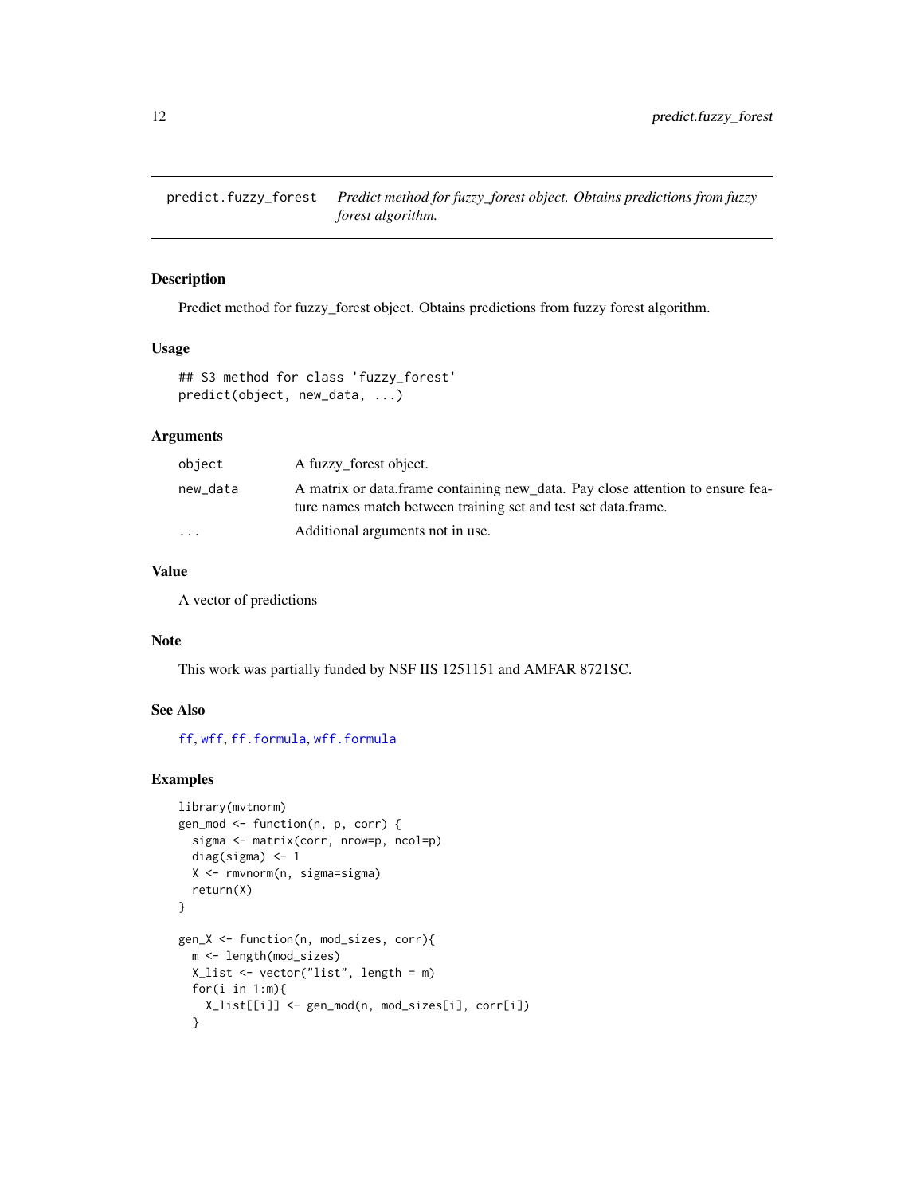# predict.fuzzy_forest

*Predict method for fuzzy_forest object. Obtains predictions from fuzzy forest algorithm.*

## Description

Predict method for fuzzy_forest object. Obtains predictions from fuzzy forest algorithm.

## Usage

```
## S3 method for class 'fuzzy_forest'
predict(object, new_data, ...)
```

## Arguments

| | |
|---|---|
| `object` | A fuzzy_forest object. |
| `new_data` | A matrix or data.frame containing new_data. Pay close attention to ensure feature names match between training set and test set data.frame. |
| `...` | Additional arguments not in use. |

## Value

A vector of predictions

## Note

This work was partially funded by NSF IIS 1251151 and AMFAR 8721SC.

## See Also

ff, wff, ff.formula, wff.formula

## Examples

```
library(mvtnorm)
gen_mod <- function(n, p, corr) {
  sigma <- matrix(corr, nrow=p, ncol=p)
  diag(sigma) <- 1
  X <- rmvnorm(n, sigma=sigma)
  return(X)
}

gen_X <- function(n, mod_sizes, corr){
  m <- length(mod_sizes)
  X_list <- vector("list", length = m)
  for(i in 1:m){
    X_list[[i]] <- gen_mod(n, mod_sizes[i], corr[i])
  }
```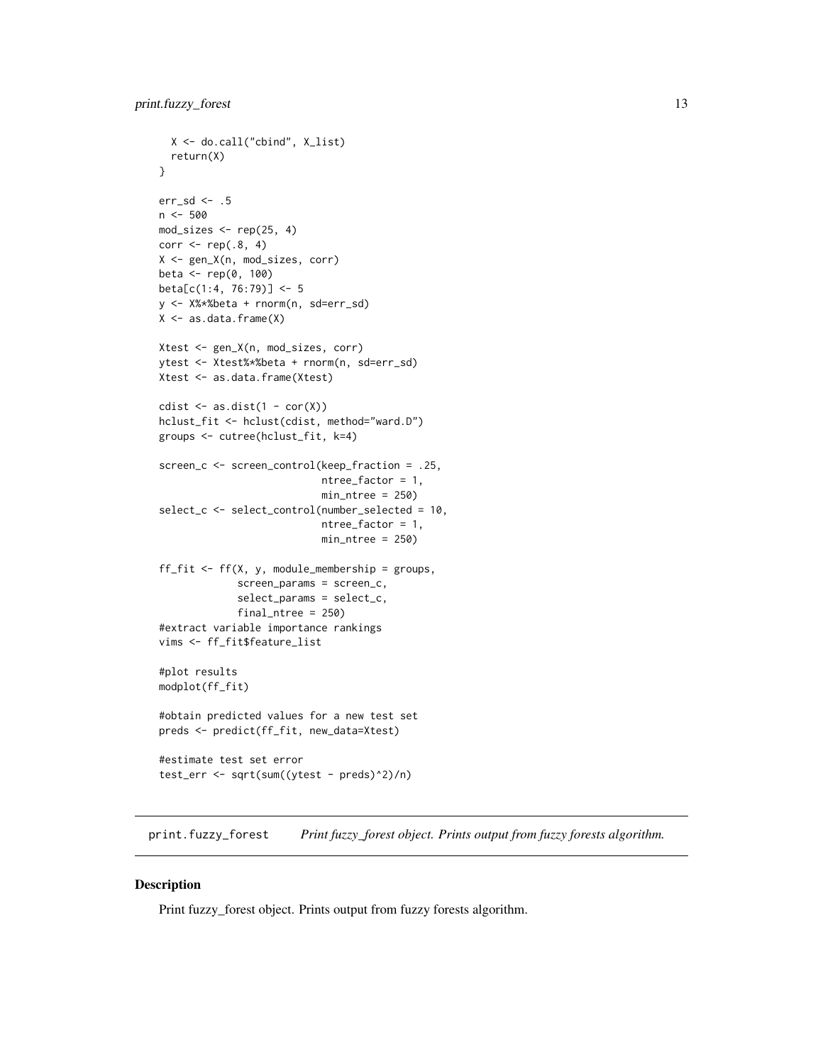```
  X <- do.call("cbind", X_list)
  return(X)
}

err_sd <- .5
n <- 500
mod_sizes <- rep(25, 4)
corr <- rep(.8, 4)
X <- gen_X(n, mod_sizes, corr)
beta <- rep(0, 100)
beta[c(1:4, 76:79)] <- 5
y <- X%*%beta + rnorm(n, sd=err_sd)
X <- as.data.frame(X)

Xtest <- gen_X(n, mod_sizes, corr)
ytest <- Xtest%*%beta + rnorm(n, sd=err_sd)
Xtest <- as.data.frame(Xtest)

cdist <- as.dist(1 - cor(X))
hclust_fit <- hclust(cdist, method="ward.D")
groups <- cutree(hclust_fit, k=4)

screen_c <- screen_control(keep_fraction = .25,
                           ntree_factor = 1,
                           min_ntree = 250)
select_c <- select_control(number_selected = 10,
                           ntree_factor = 1,
                           min_ntree = 250)

ff_fit <- ff(X, y, module_membership = groups,
             screen_params = screen_c,
             select_params = select_c,
             final_ntree = 250)
#extract variable importance rankings
vims <- ff_fit$feature_list

#plot results
modplot(ff_fit)

#obtain predicted values for a new test set
preds <- predict(ff_fit, new_data=Xtest)

#estimate test set error
test_err <- sqrt(sum((ytest - preds)^2)/n)
```

---

`print.fuzzy_forest` *Print fuzzy_forest object. Prints output from fuzzy forests algorithm.*

---

## Description

Print fuzzy_forest object. Prints output from fuzzy forests algorithm.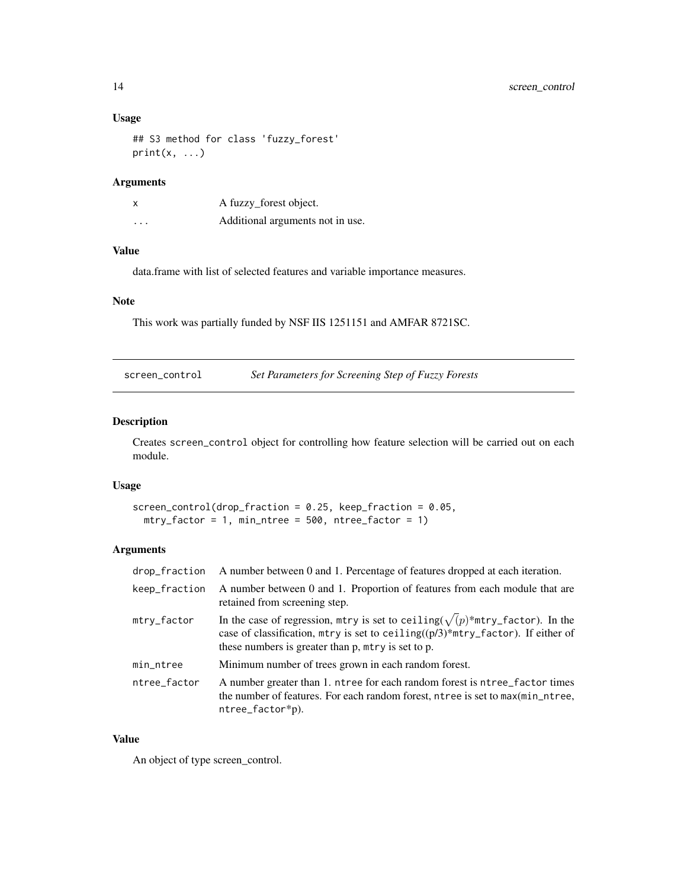### Usage

```
## S3 method for class 'fuzzy_forest'
print(x, ...)
```

### Arguments

| | |
|---|---|
| x | A fuzzy_forest object. |
| ... | Additional arguments not in use. |

### Value

data.frame with list of selected features and variable importance measures.

### Note

This work was partially funded by NSF IIS 1251151 and AMFAR 8721SC.

---

## screen_control *Set Parameters for Screening Step of Fuzzy Forests*

---

### Description

Creates screen_control object for controlling how feature selection will be carried out on each module.

### Usage

```
screen_control(drop_fraction = 0.25, keep_fraction = 0.05,
  mtry_factor = 1, min_ntree = 500, ntree_factor = 1)
```

### Arguments

| | |
|---|---|
| drop_fraction | A number between 0 and 1. Percentage of features dropped at each iteration. |
| keep_fraction | A number between 0 and 1. Proportion of features from each module that are retained from screening step. |
| mtry_factor | In the case of regression, mtry is set to ceiling($\sqrt(p)$*mtry_factor). In the case of classification, mtry is set to ceiling((p/3)*mtry_factor). If either of these numbers is greater than p, mtry is set to p. |
| min_ntree | Minimum number of trees grown in each random forest. |
| ntree_factor | A number greater than 1. ntree for each random forest is ntree_factor times the number of features. For each random forest, ntree is set to max(min_ntree, ntree_factor*p). |

### Value

An object of type screen_control.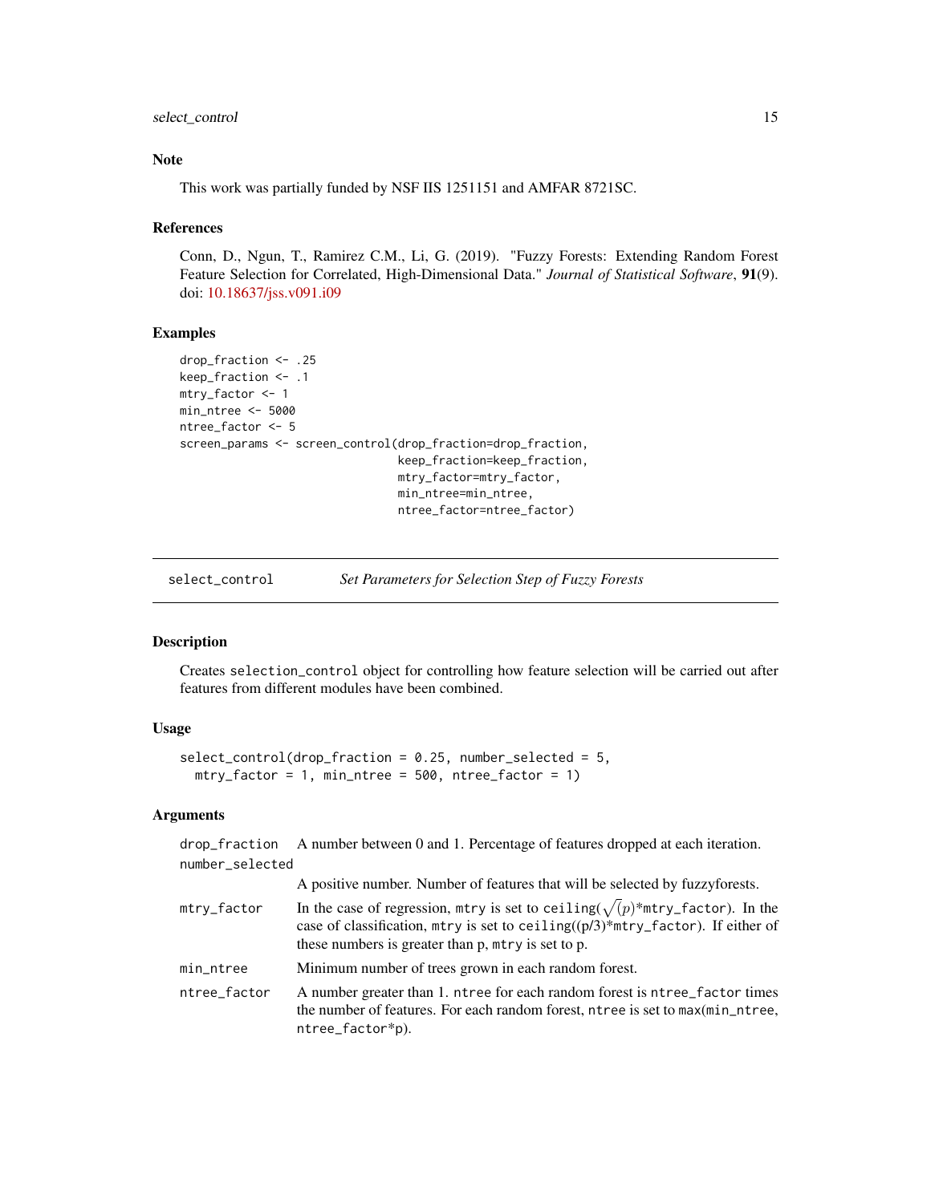## Note

This work was partially funded by NSF IIS 1251151 and AMFAR 8721SC.

## References

Conn, D., Ngun, T., Ramirez C.M., Li, G. (2019). "Fuzzy Forests: Extending Random Forest Feature Selection for Correlated, High-Dimensional Data." *Journal of Statistical Software*, **91**(9). doi: 10.18637/jss.v091.i09

## Examples

```
drop_fraction <- .25
keep_fraction <- .1
mtry_factor <- 1
min_ntree <- 5000
ntree_factor <- 5
screen_params <- screen_control(drop_fraction=drop_fraction,
                                keep_fraction=keep_fraction,
                                mtry_factor=mtry_factor,
                                min_ntree=min_ntree,
                                ntree_factor=ntree_factor)
```

---

# select_control — *Set Parameters for Selection Step of Fuzzy Forests*

## Description

Creates `selection_control` object for controlling how feature selection will be carried out after features from different modules have been combined.

## Usage

```
select_control(drop_fraction = 0.25, number_selected = 5,
  mtry_factor = 1, min_ntree = 500, ntree_factor = 1)
```

## Arguments

| | |
|---|---|
| drop_fraction | A number between 0 and 1. Percentage of features dropped at each iteration. |
| number_selected | A positive number. Number of features that will be selected by fuzzyforests. |
| mtry_factor | In the case of regression, mtry is set to ceiling($\sqrt(p)$*mtry_factor). In the case of classification, mtry is set to ceiling((p/3)*mtry_factor). If either of these numbers is greater than p, mtry is set to p. |
| min_ntree | Minimum number of trees grown in each random forest. |
| ntree_factor | A number greater than 1. ntree for each random forest is ntree_factor times the number of features. For each random forest, ntree is set to max(min_ntree, ntree_factor*p). |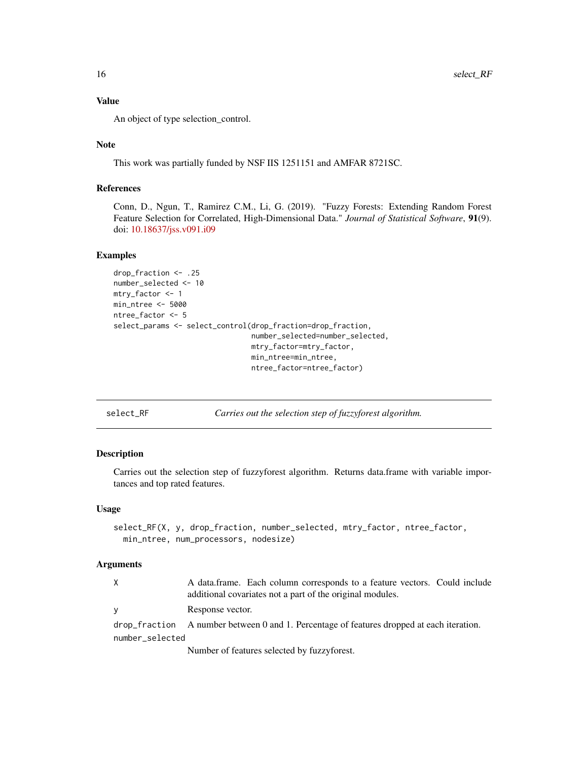### Value

An object of type selection_control.

### Note

This work was partially funded by NSF IIS 1251151 and AMFAR 8721SC.

### References

Conn, D., Ngun, T., Ramirez C.M., Li, G. (2019). "Fuzzy Forests: Extending Random Forest Feature Selection for Correlated, High-Dimensional Data." *Journal of Statistical Software*, **91**(9). doi: 10.18637/jss.v091.i09

### Examples

```
drop_fraction <- .25
number_selected <- 10
mtry_factor <- 1
min_ntree <- 5000
ntree_factor <- 5
select_params <- select_control(drop_fraction=drop_fraction,
                                number_selected=number_selected,
                                mtry_factor=mtry_factor,
                                min_ntree=min_ntree,
                                ntree_factor=ntree_factor)
```

---

## select_RF — *Carries out the selection step of fuzzyforest algorithm.*

### Description

Carries out the selection step of fuzzyforest algorithm. Returns data.frame with variable importances and top rated features.

### Usage

```
select_RF(X, y, drop_fraction, number_selected, mtry_factor, ntree_factor,
  min_ntree, num_processors, nodesize)
```

### Arguments

| | |
|---|---|
| X | A data.frame. Each column corresponds to a feature vectors. Could include additional covariates not a part of the original modules. |
| y | Response vector. |
| drop_fraction | A number between 0 and 1. Percentage of features dropped at each iteration. |
| number_selected | Number of features selected by fuzzyforest. |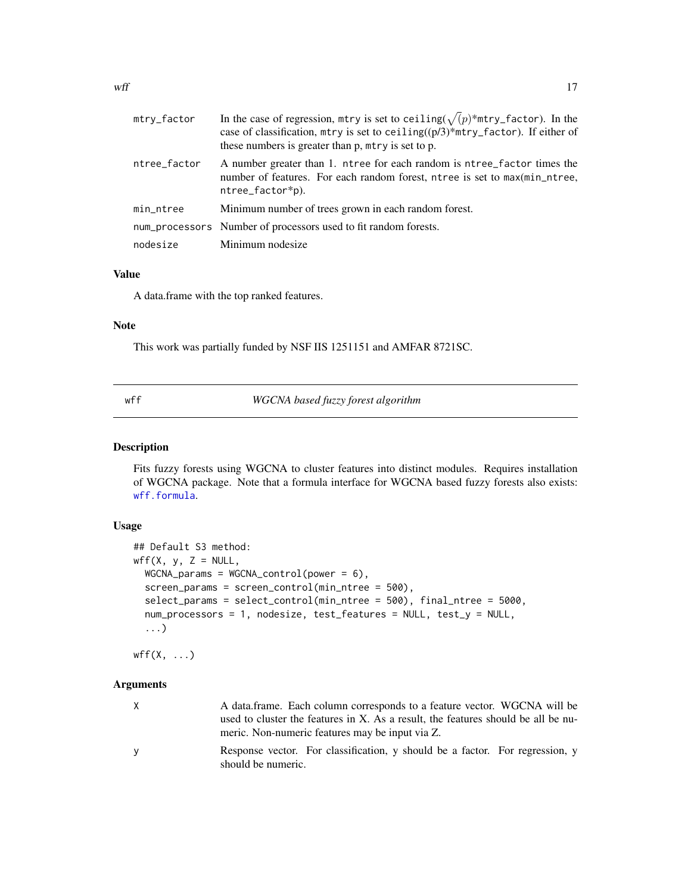| | |
|---|---|
| mtry_factor | In the case of regression, mtry is set to ceiling($\sqrt(p)$*mtry_factor). In the case of classification, mtry is set to ceiling((p/3)*mtry_factor). If either of these numbers is greater than p, mtry is set to p. |
| ntree_factor | A number greater than 1. ntree for each random is ntree_factor times the number of features. For each random forest, ntree is set to max(min_ntree, ntree_factor*p). |
| min_ntree | Minimum number of trees grown in each random forest. |
| num_processors | Number of processors used to fit random forests. |
| nodesize | Minimum nodesize |

## Value

A data.frame with the top ranked features.

## Note

This work was partially funded by NSF IIS 1251151 and AMFAR 8721SC.

---

# wff — *WGCNA based fuzzy forest algorithm*

## Description

Fits fuzzy forests using WGCNA to cluster features into distinct modules. Requires installation of WGCNA package. Note that a formula interface for WGCNA based fuzzy forests also exists: wff.formula.

## Usage

```
## Default S3 method:
wff(X, y, Z = NULL,
  WGCNA_params = WGCNA_control(power = 6),
  screen_params = screen_control(min_ntree = 500),
  select_params = select_control(min_ntree = 500), final_ntree = 5000,
  num_processors = 1, nodesize, test_features = NULL, test_y = NULL,
  ...)

wff(X, ...)
```

## Arguments

| | |
|---|---|
| X | A data.frame. Each column corresponds to a feature vector. WGCNA will be used to cluster the features in X. As a result, the features should be all be numeric. Non-numeric features may be input via Z. |
| y | Response vector. For classification, y should be a factor. For regression, y should be numeric. |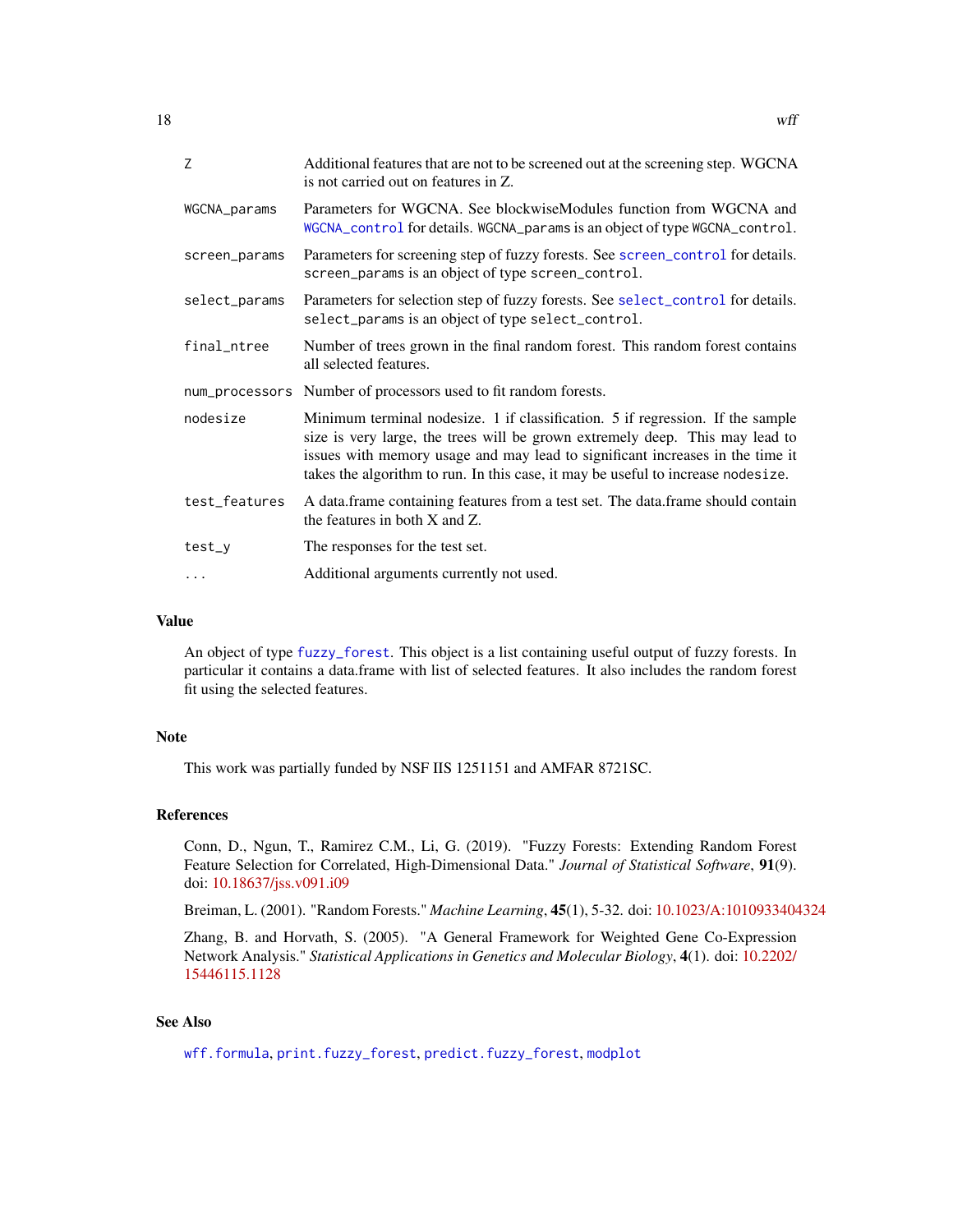| | |
|---|---|
| Z | Additional features that are not to be screened out at the screening step. WGCNA is not carried out on features in Z. |
| WGCNA_params | Parameters for WGCNA. See blockwiseModules function from WGCNA and WGCNA_control for details. WGCNA_params is an object of type WGCNA_control. |
| screen_params | Parameters for screening step of fuzzy forests. See screen_control for details. screen_params is an object of type screen_control. |
| select_params | Parameters for selection step of fuzzy forests. See select_control for details. select_params is an object of type select_control. |
| final_ntree | Number of trees grown in the final random forest. This random forest contains all selected features. |
| num_processors | Number of processors used to fit random forests. |
| nodesize | Minimum terminal nodesize. 1 if classification. 5 if regression. If the sample size is very large, the trees will be grown extremely deep. This may lead to issues with memory usage and may lead to significant increases in the time it takes the algorithm to run. In this case, it may be useful to increase nodesize. |
| test_features | A data.frame containing features from a test set. The data.frame should contain the features in both X and Z. |
| test_y | The responses for the test set. |
| ... | Additional arguments currently not used. |

## Value

An object of type fuzzy_forest. This object is a list containing useful output of fuzzy forests. In particular it contains a data.frame with list of selected features. It also includes the random forest fit using the selected features.

## Note

This work was partially funded by NSF IIS 1251151 and AMFAR 8721SC.

## References

Conn, D., Ngun, T., Ramirez C.M., Li, G. (2019). "Fuzzy Forests: Extending Random Forest Feature Selection for Correlated, High-Dimensional Data." *Journal of Statistical Software*, **91**(9). doi: 10.18637/jss.v091.i09

Breiman, L. (2001). "Random Forests." *Machine Learning*, **45**(1), 5-32. doi: 10.1023/A:1010933404324

Zhang, B. and Horvath, S. (2005). "A General Framework for Weighted Gene Co-Expression Network Analysis." *Statistical Applications in Genetics and Molecular Biology*, **4**(1). doi: 10.2202/15446115.1128

## See Also

wff.formula, print.fuzzy_forest, predict.fuzzy_forest, modplot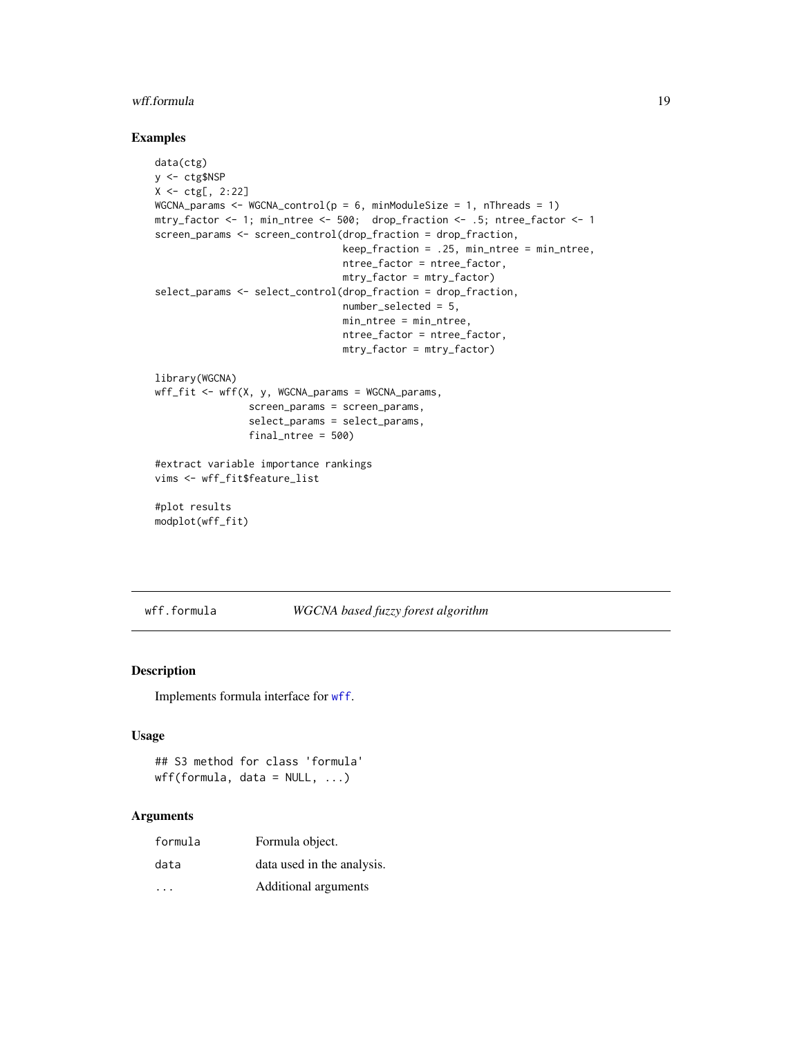## Examples

```
data(ctg)
y <- ctg$NSP
X <- ctg[, 2:22]
WGCNA_params <- WGCNA_control(p = 6, minModuleSize = 1, nThreads = 1)
mtry_factor <- 1; min_ntree <- 500;  drop_fraction <- .5; ntree_factor <- 1
screen_params <- screen_control(drop_fraction = drop_fraction,
                                keep_fraction = .25, min_ntree = min_ntree,
                                ntree_factor = ntree_factor,
                                mtry_factor = mtry_factor)
select_params <- select_control(drop_fraction = drop_fraction,
                                number_selected = 5,
                                min_ntree = min_ntree,
                                ntree_factor = ntree_factor,
                                mtry_factor = mtry_factor)

library(WGCNA)
wff_fit <- wff(X, y, WGCNA_params = WGCNA_params,
                screen_params = screen_params,
                select_params = select_params,
                final_ntree = 500)

#extract variable importance rankings
vims <- wff_fit$feature_list

#plot results
modplot(wff_fit)
```

---

# wff.formula *WGCNA based fuzzy forest algorithm*

## Description

Implements formula interface for wff.

## Usage

```
## S3 method for class 'formula'
wff(formula, data = NULL, ...)
```

## Arguments

| | |
|---|---|
| formula | Formula object. |
| data | data used in the analysis. |
| ... | Additional arguments |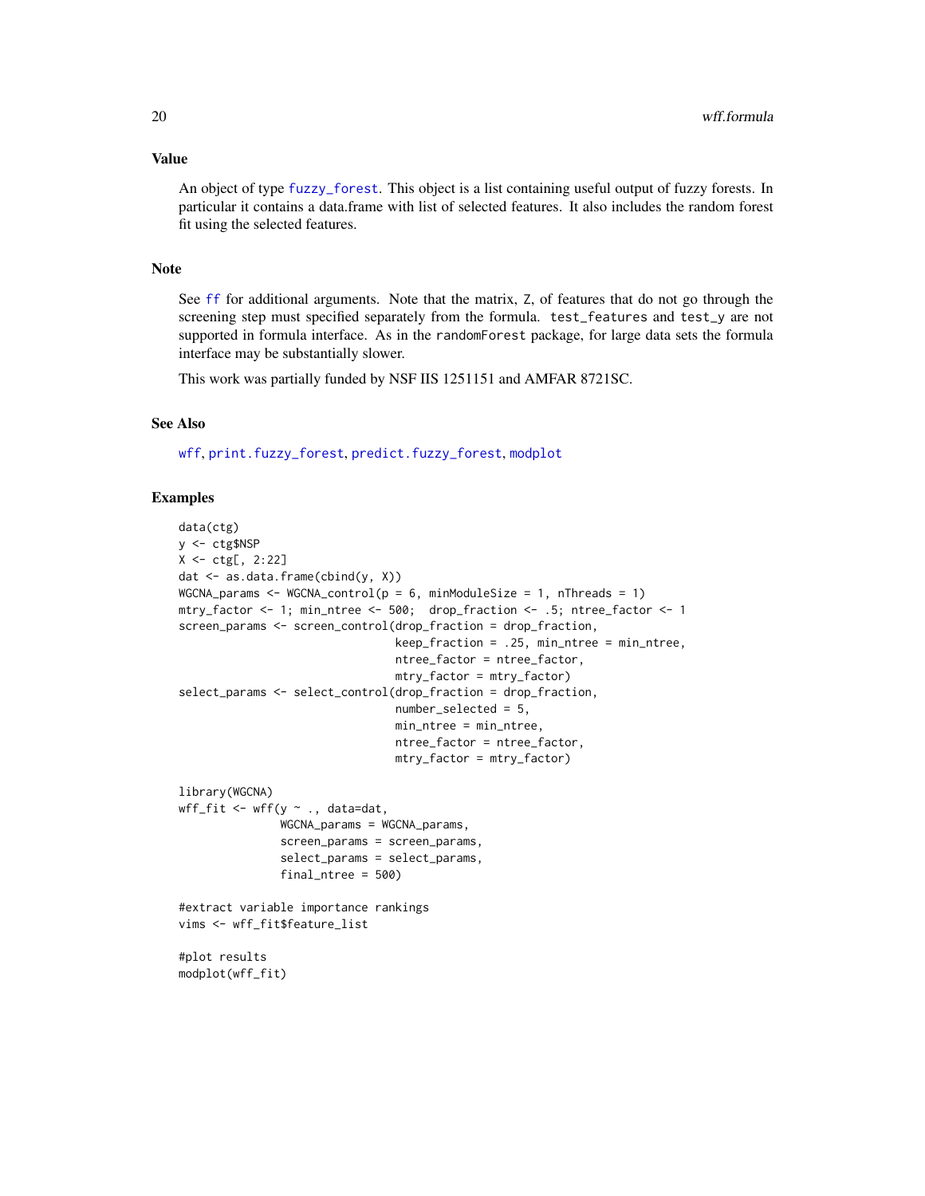### Value

An object of type `fuzzy_forest`. This object is a list containing useful output of fuzzy forests. In particular it contains a data.frame with list of selected features. It also includes the random forest fit using the selected features.

### Note

See `ff` for additional arguments. Note that the matrix, `Z`, of features that do not go through the screening step must specified separately from the formula. `test_features` and `test_y` are not supported in formula interface. As in the `randomForest` package, for large data sets the formula interface may be substantially slower.

This work was partially funded by NSF IIS 1251151 and AMFAR 8721SC.

### See Also

`wff`, `print.fuzzy_forest`, `predict.fuzzy_forest`, `modplot`

### Examples

```
data(ctg)
y <- ctg$NSP
X <- ctg[, 2:22]
dat <- as.data.frame(cbind(y, X))
WGCNA_params <- WGCNA_control(p = 6, minModuleSize = 1, nThreads = 1)
mtry_factor <- 1; min_ntree <- 500;  drop_fraction <- .5; ntree_factor <- 1
screen_params <- screen_control(drop_fraction = drop_fraction,
                                keep_fraction = .25, min_ntree = min_ntree,
                                ntree_factor = ntree_factor,
                                mtry_factor = mtry_factor)
select_params <- select_control(drop_fraction = drop_fraction,
                                number_selected = 5,
                                min_ntree = min_ntree,
                                ntree_factor = ntree_factor,
                                mtry_factor = mtry_factor)

library(WGCNA)
wff_fit <- wff(y ~ ., data=dat,
               WGCNA_params = WGCNA_params,
               screen_params = screen_params,
               select_params = select_params,
               final_ntree = 500)

#extract variable importance rankings
vims <- wff_fit$feature_list

#plot results
modplot(wff_fit)
```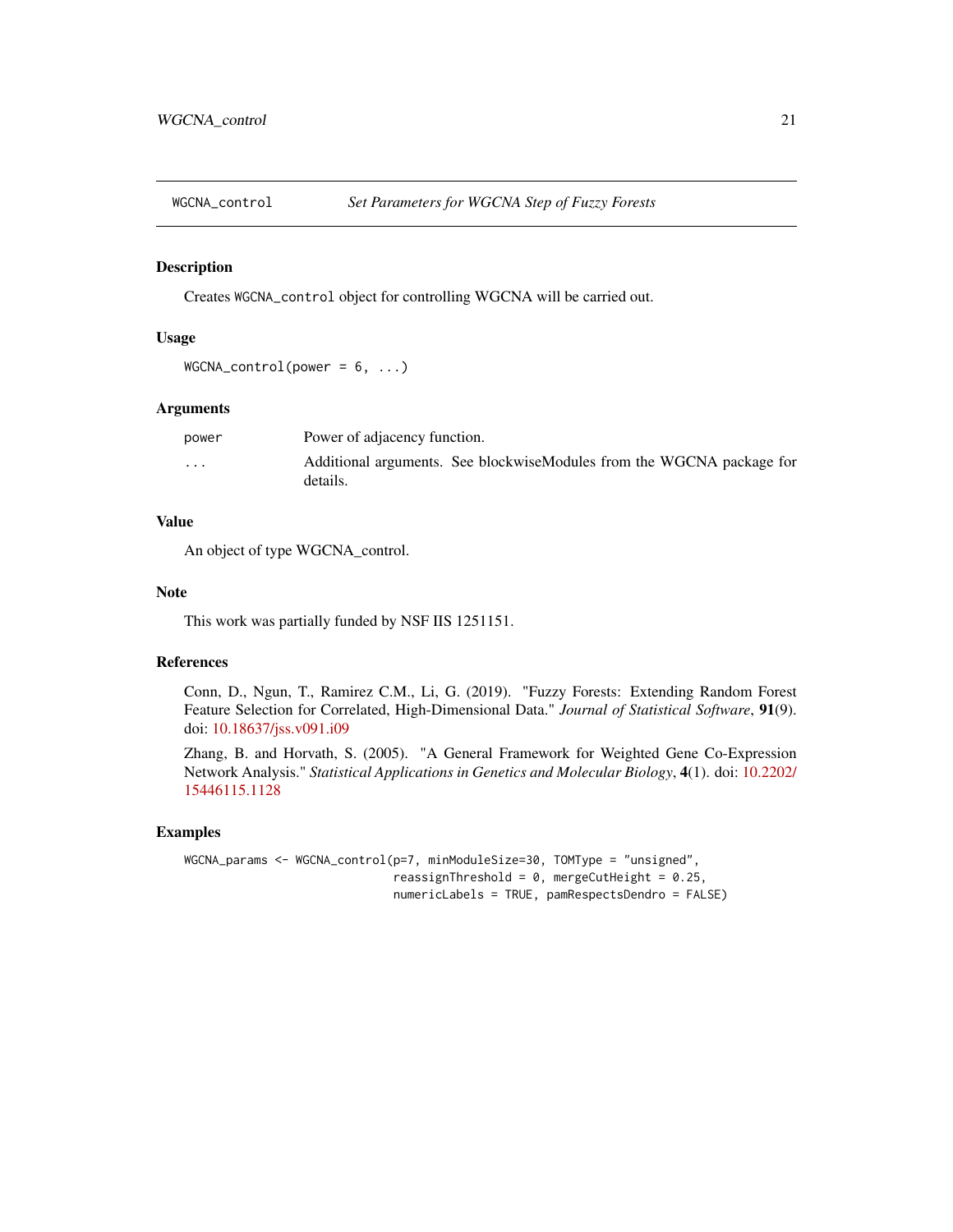## WGCNA_control — *Set Parameters for WGCNA Step of Fuzzy Forests*

### Description

Creates `WGCNA_control` object for controlling WGCNA will be carried out.

### Usage

```
WGCNA_control(power = 6, ...)
```

### Arguments

| | |
|---|---|
| `power` | Power of adjacency function. |
| `...` | Additional arguments. See blockwiseModules from the WGCNA package for details. |

### Value

An object of type WGCNA_control.

### Note

This work was partially funded by NSF IIS 1251151.

### References

Conn, D., Ngun, T., Ramirez C.M., Li, G. (2019). "Fuzzy Forests: Extending Random Forest Feature Selection for Correlated, High-Dimensional Data." *Journal of Statistical Software*, **91**(9). doi: 10.18637/jss.v091.i09

Zhang, B. and Horvath, S. (2005). "A General Framework for Weighted Gene Co-Expression Network Analysis." *Statistical Applications in Genetics and Molecular Biology*, **4**(1). doi: 10.2202/15446115.1128

### Examples

```
WGCNA_params <- WGCNA_control(p=7, minModuleSize=30, TOMType = "unsigned",
                              reassignThreshold = 0, mergeCutHeight = 0.25,
                              numericLabels = TRUE, pamRespectsDendro = FALSE)
```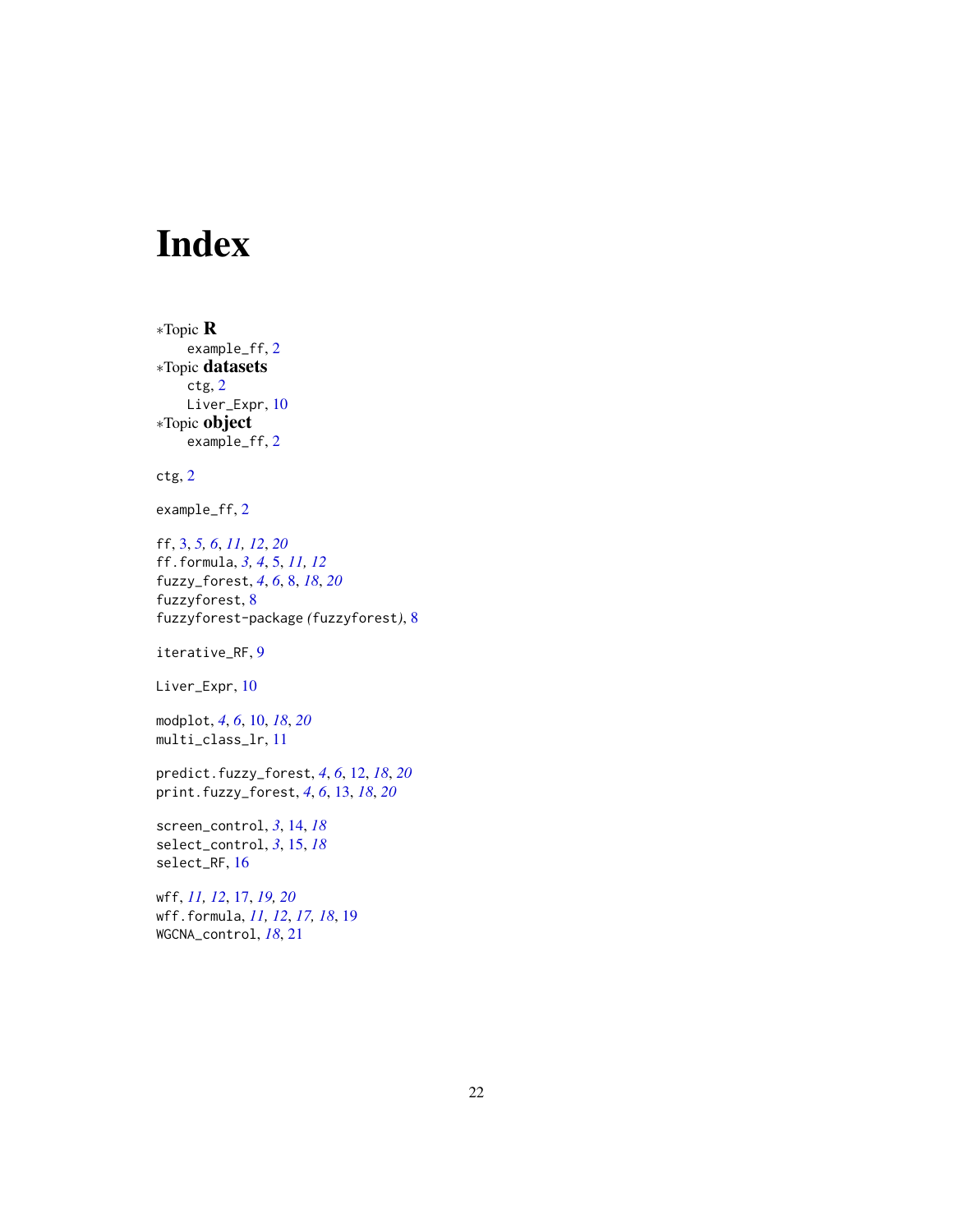# Index

∗Topic **R**
  example_ff, 2
∗Topic **datasets**
  ctg, 2
  Liver_Expr, 10
∗Topic **object**
  example_ff, 2

ctg, 2

example_ff, 2

ff, 3, *5, 6*, *11, 12*, *20*
ff.formula, *3, 4*, 5, *11, 12*
fuzzy_forest, *4*, *6*, 8, *18*, *20*
fuzzyforest, 8
fuzzyforest-package (fuzzyforest), 8

iterative_RF, 9

Liver_Expr, 10

modplot, *4*, *6*, 10, *18*, *20*
multi_class_lr, 11

predict.fuzzy_forest, *4*, *6*, 12, *18*, *20*
print.fuzzy_forest, *4*, *6*, 13, *18*, *20*

screen_control, *3*, 14, *18*
select_control, *3*, 15, *18*
select_RF, 16

wff, *11, 12*, 17, *19, 20*
wff.formula, *11, 12*, *17, 18*, 19
WGCNA_control, *18*, 21